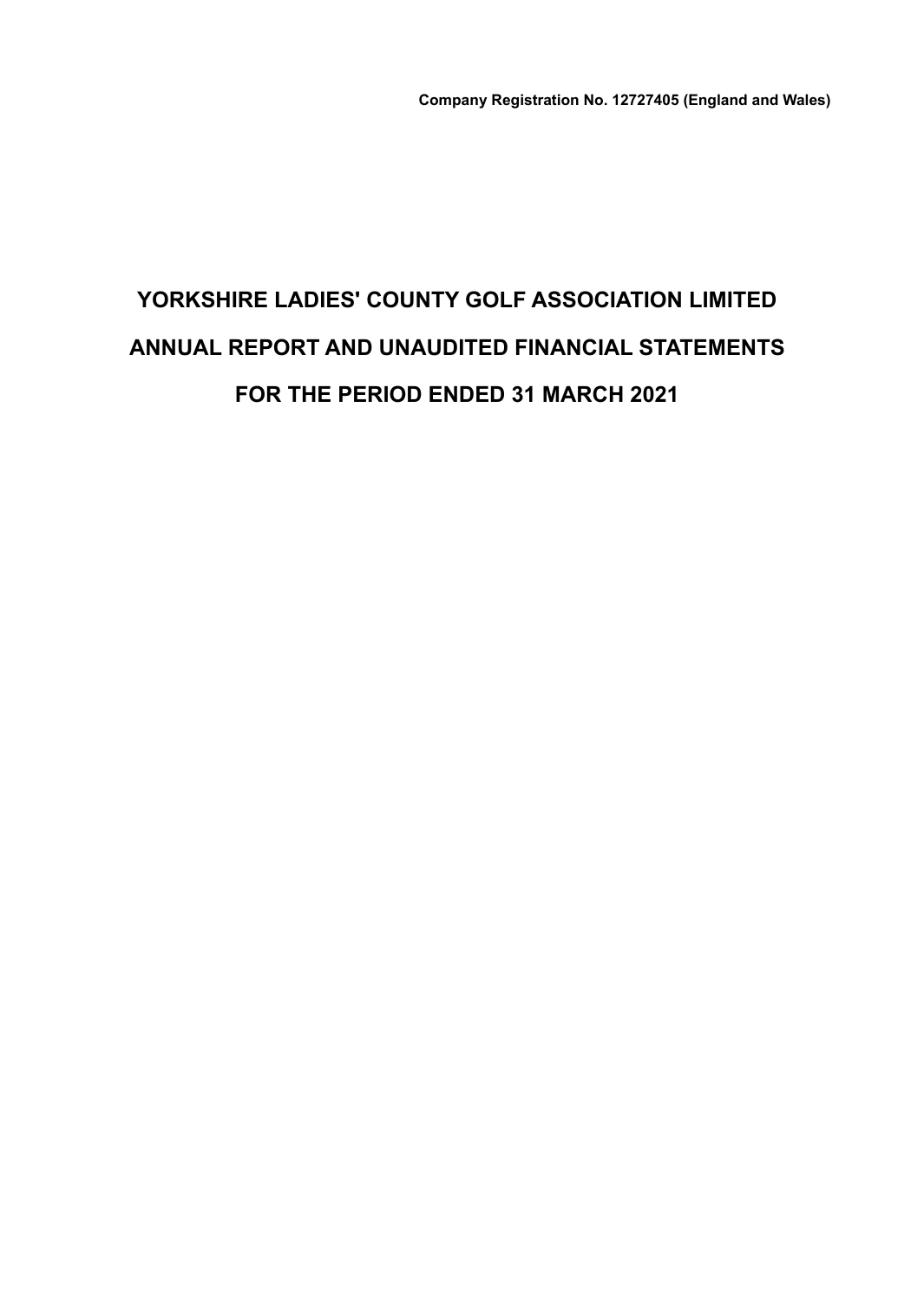**Company Registration No. 12727405 (England and Wales)**

# YORKSHIRE LADIES' COUNTY GOLF ASSOCIATION LIMITED

# ANNUAL REPORT AND UNAUDITED FINANCIAL STATEMENTS

# FOR THE PERIOD ENDED 31 MARCH 2021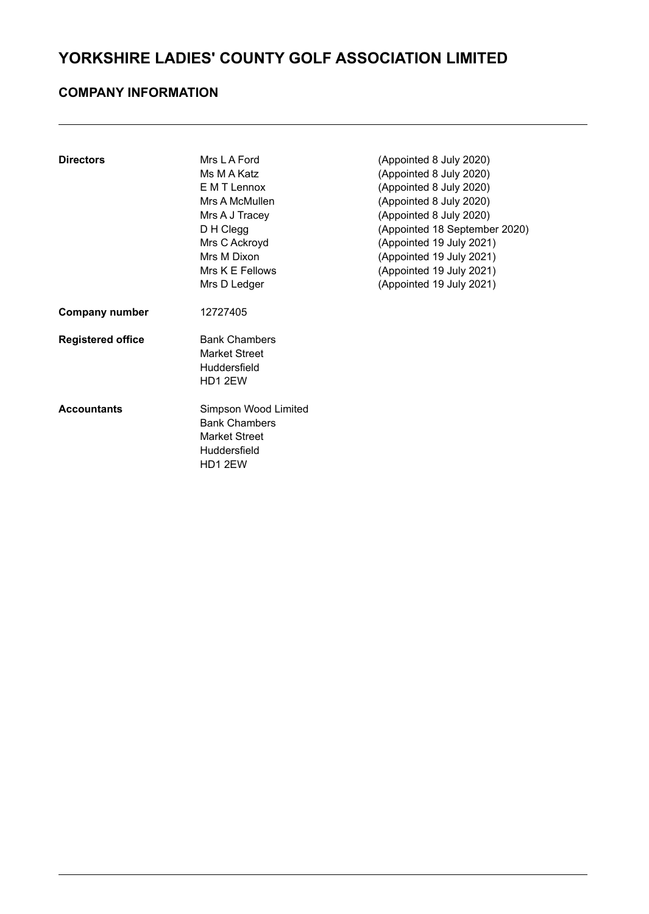# YORKSHIRE LADIES' COUNTY GOLF ASSOCIATION LIMITED

## COMPANY INFORMATION

| | | |
|---|---|---|
| **Directors** | Mrs L A Ford | (Appointed 8 July 2020) |
| | Ms M A Katz | (Appointed 8 July 2020) |
| | E M T Lennox | (Appointed 8 July 2020) |
| | Mrs A McMullen | (Appointed 8 July 2020) |
| | Mrs A J Tracey | (Appointed 8 July 2020) |
| | D H Clegg | (Appointed 18 September 2020) |
| | Mrs C Ackroyd | (Appointed 19 July 2021) |
| | Mrs M Dixon | (Appointed 19 July 2021) |
| | Mrs K E Fellows | (Appointed 19 July 2021) |
| | Mrs D Ledger | (Appointed 19 July 2021) |
| **Company number** | 12727405 | |
| **Registered office** | Bank Chambers<br>Market Street<br>Huddersfield<br>HD1 2EW | |
| **Accountants** | Simpson Wood Limited<br>Bank Chambers<br>Market Street<br>Huddersfield<br>HD1 2EW | |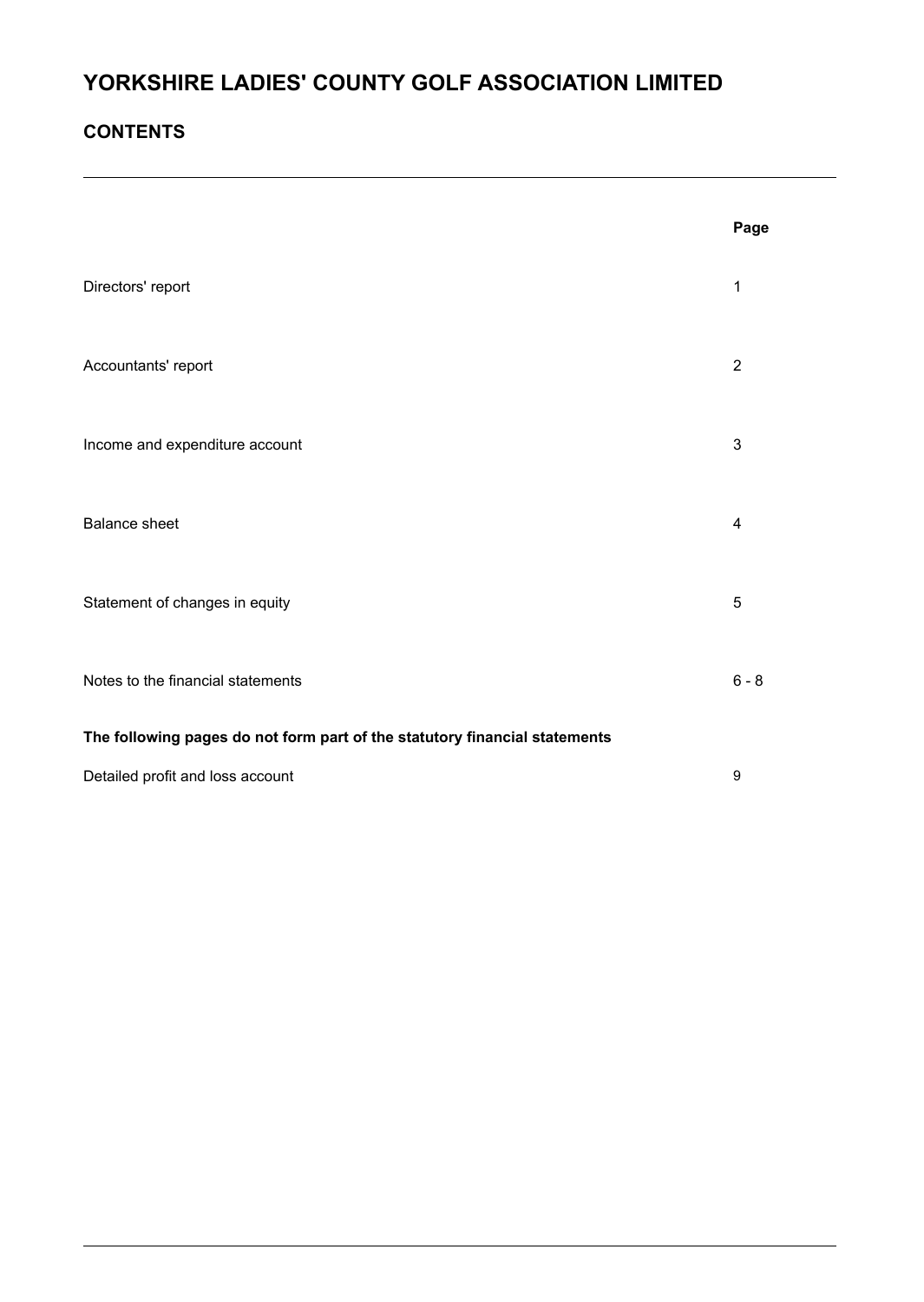# YORKSHIRE LADIES' COUNTY GOLF ASSOCIATION LIMITED

## CONTENTS

| | Page |
|---|---|
| Directors' report | 1 |
| Accountants' report | 2 |
| Income and expenditure account | 3 |
| Balance sheet | 4 |
| Statement of changes in equity | 5 |
| Notes to the financial statements | 6 - 8 |

**The following pages do not form part of the statutory financial statements**

| | |
|---|---|
| Detailed profit and loss account | 9 |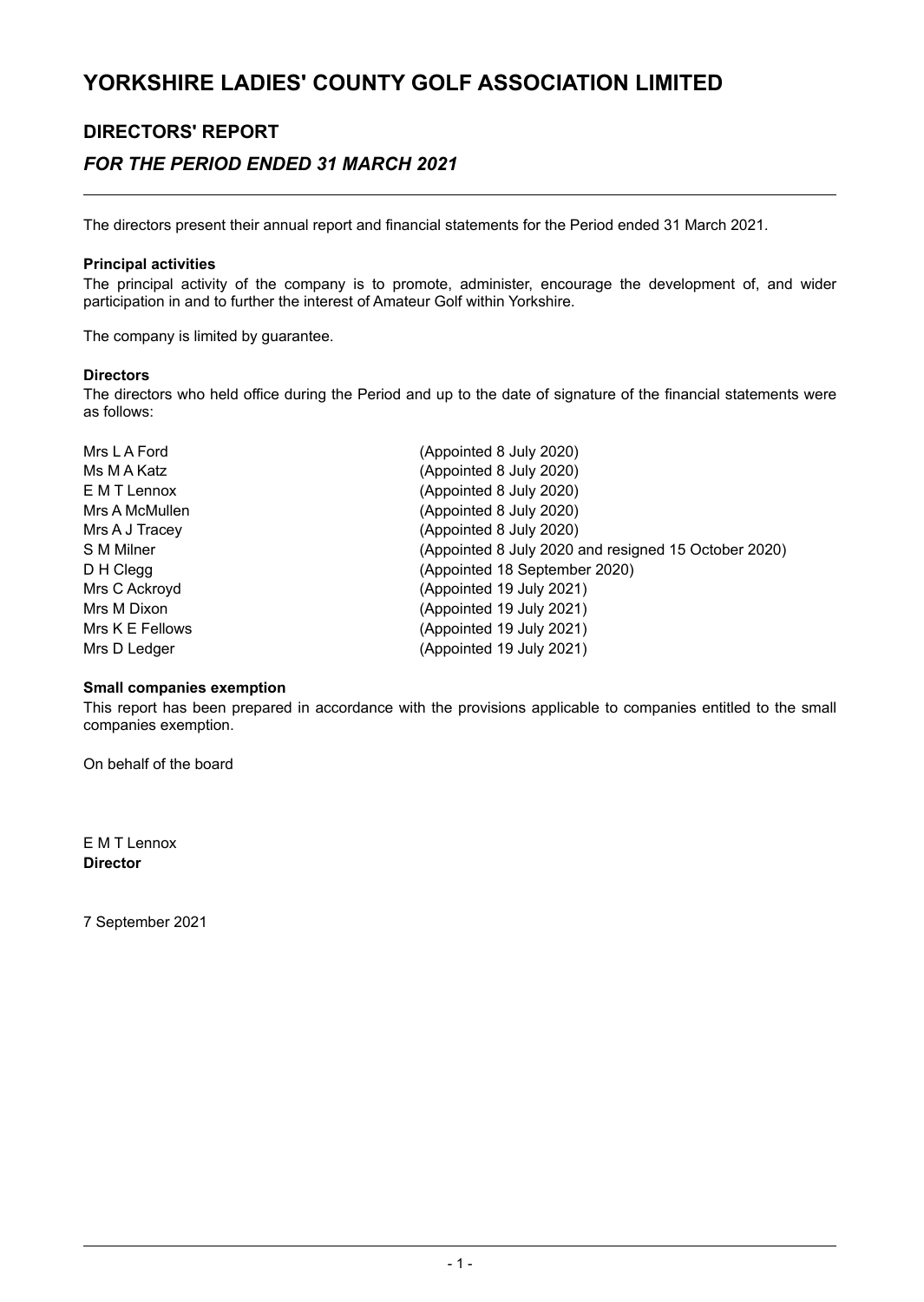# YORKSHIRE LADIES' COUNTY GOLF ASSOCIATION LIMITED

## DIRECTORS' REPORT

### *FOR THE PERIOD ENDED 31 MARCH 2021*

The directors present their annual report and financial statements for the Period ended 31 March 2021.

**Principal activities**

The principal activity of the company is to promote, administer, encourage the development of, and wider participation in and to further the interest of Amateur Golf within Yorkshire.

The company is limited by guarantee.

**Directors**

The directors who held office during the Period and up to the date of signature of the financial statements were as follows:

| | |
|---|---|
| Mrs L A Ford | (Appointed 8 July 2020) |
| Ms M A Katz | (Appointed 8 July 2020) |
| E M T Lennox | (Appointed 8 July 2020) |
| Mrs A McMullen | (Appointed 8 July 2020) |
| Mrs A J Tracey | (Appointed 8 July 2020) |
| S M Milner | (Appointed 8 July 2020 and resigned 15 October 2020) |
| D H Clegg | (Appointed 18 September 2020) |
| Mrs C Ackroyd | (Appointed 19 July 2021) |
| Mrs M Dixon | (Appointed 19 July 2021) |
| Mrs K E Fellows | (Appointed 19 July 2021) |
| Mrs D Ledger | (Appointed 19 July 2021) |

**Small companies exemption**

This report has been prepared in accordance with the provisions applicable to companies entitled to the small companies exemption.

On behalf of the board

E M T Lennox
**Director**

7 September 2021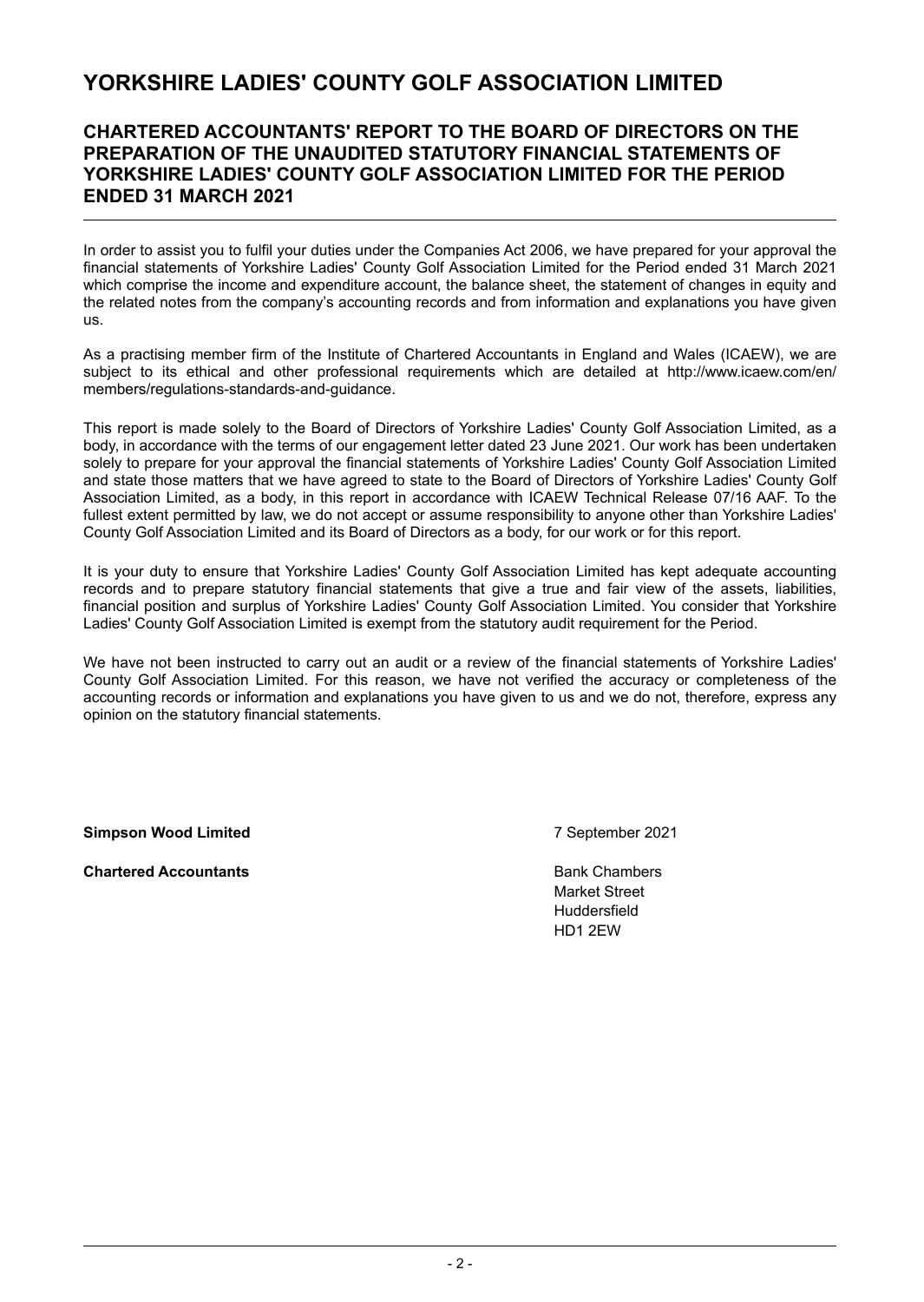# YORKSHIRE LADIES' COUNTY GOLF ASSOCIATION LIMITED

## CHARTERED ACCOUNTANTS' REPORT TO THE BOARD OF DIRECTORS ON THE PREPARATION OF THE UNAUDITED STATUTORY FINANCIAL STATEMENTS OF YORKSHIRE LADIES' COUNTY GOLF ASSOCIATION LIMITED FOR THE PERIOD ENDED 31 MARCH 2021

In order to assist you to fulfil your duties under the Companies Act 2006, we have prepared for your approval the financial statements of Yorkshire Ladies' County Golf Association Limited for the Period ended 31 March 2021 which comprise the income and expenditure account, the balance sheet, the statement of changes in equity and the related notes from the company's accounting records and from information and explanations you have given us.

As a practising member firm of the Institute of Chartered Accountants in England and Wales (ICAEW), we are subject to its ethical and other professional requirements which are detailed at http://www.icaew.com/en/members/regulations-standards-and-guidance.

This report is made solely to the Board of Directors of Yorkshire Ladies' County Golf Association Limited, as a body, in accordance with the terms of our engagement letter dated 23 June 2021. Our work has been undertaken solely to prepare for your approval the financial statements of Yorkshire Ladies' County Golf Association Limited and state those matters that we have agreed to state to the Board of Directors of Yorkshire Ladies' County Golf Association Limited, as a body, in this report in accordance with ICAEW Technical Release 07/16 AAF. To the fullest extent permitted by law, we do not accept or assume responsibility to anyone other than Yorkshire Ladies' County Golf Association Limited and its Board of Directors as a body, for our work or for this report.

It is your duty to ensure that Yorkshire Ladies' County Golf Association Limited has kept adequate accounting records and to prepare statutory financial statements that give a true and fair view of the assets, liabilities, financial position and surplus of Yorkshire Ladies' County Golf Association Limited. You consider that Yorkshire Ladies' County Golf Association Limited is exempt from the statutory audit requirement for the Period.

We have not been instructed to carry out an audit or a review of the financial statements of Yorkshire Ladies' County Golf Association Limited. For this reason, we have not verified the accuracy or completeness of the accounting records or information and explanations you have given to us and we do not, therefore, express any opinion on the statutory financial statements.

**Simpson Wood Limited**

7 September 2021

**Chartered Accountants**

Bank Chambers
Market Street
Huddersfield
HD1 2EW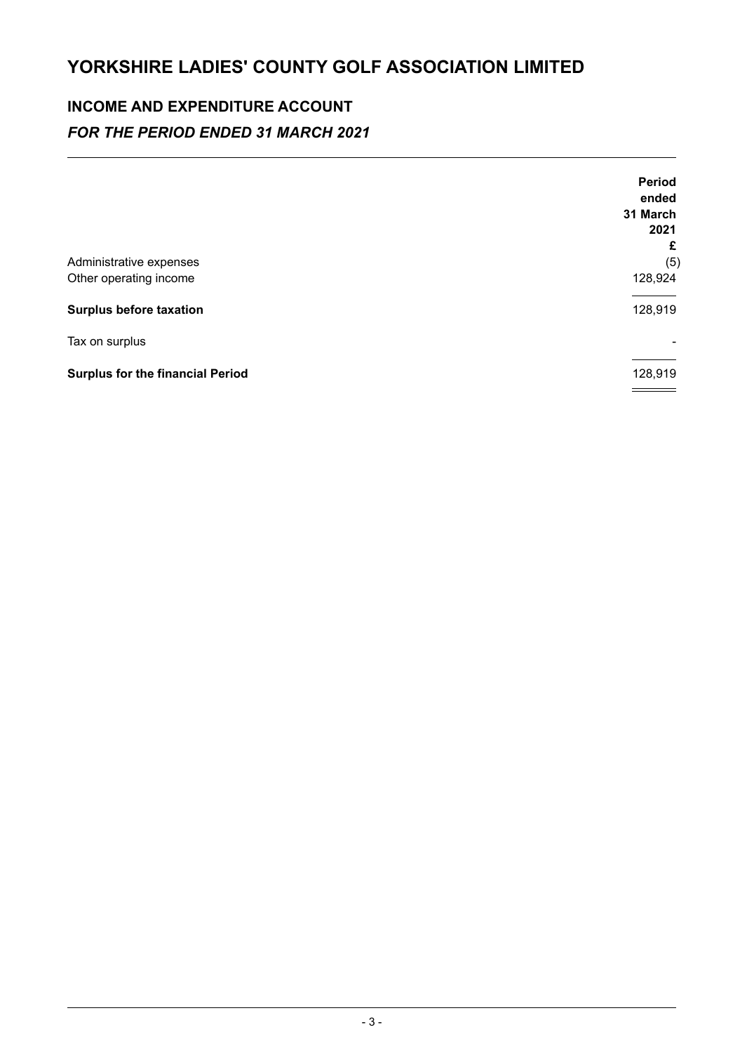# YORKSHIRE LADIES' COUNTY GOLF ASSOCIATION LIMITED

## INCOME AND EXPENDITURE ACCOUNT

### *FOR THE PERIOD ENDED 31 MARCH 2021*

| | **Period ended 31 March 2021** |
|---|---|
| | **£** |
| Administrative expenses | (5) |
| Other operating income | 128,924 |
| **Surplus before taxation** | 128,919 |
| Tax on surplus | - |
| **Surplus for the financial Period** | 128,919 |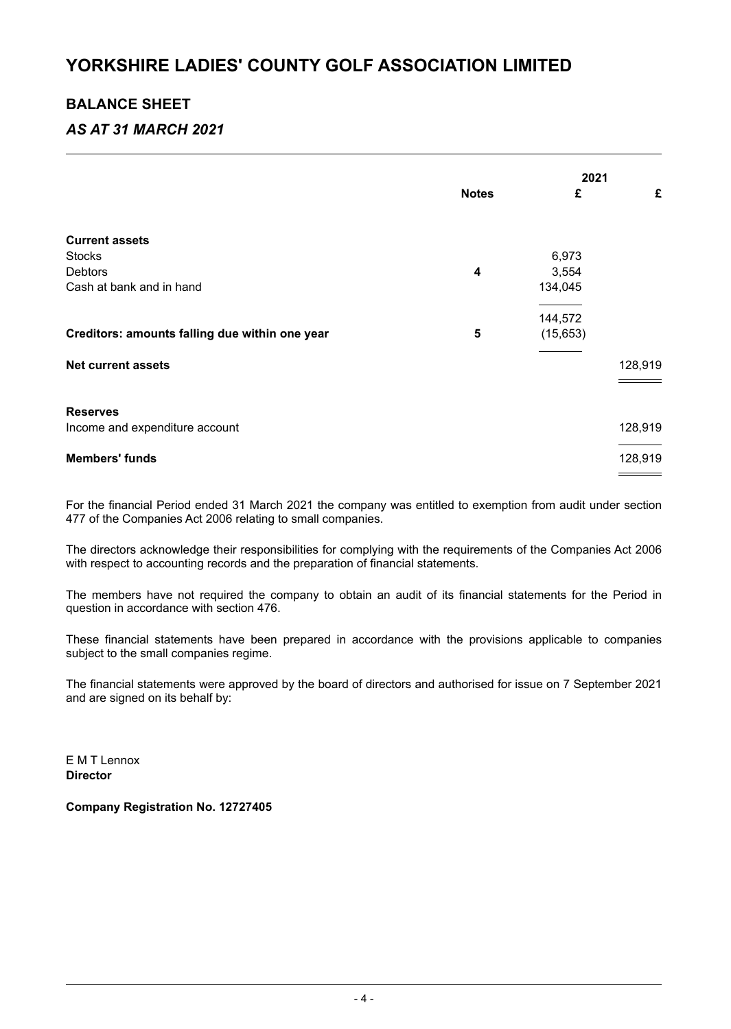# YORKSHIRE LADIES' COUNTY GOLF ASSOCIATION LIMITED

## BALANCE SHEET

### *AS AT 31 MARCH 2021*

| | Notes | 2021 £ | £ |
|---|---|---|---|
| **Current assets** | | | |
| Stocks | | 6,973 | |
| Debtors | **4** | 3,554 | |
| Cash at bank and in hand | | 134,045 | |
| | | 144,572 | |
| **Creditors: amounts falling due within one year** | **5** | (15,653) | |
| **Net current assets** | | | 128,919 |
| **Reserves** | | | |
| Income and expenditure account | | | 128,919 |
| **Members' funds** | | | 128,919 |

For the financial Period ended 31 March 2021 the company was entitled to exemption from audit under section 477 of the Companies Act 2006 relating to small companies.

The directors acknowledge their responsibilities for complying with the requirements of the Companies Act 2006 with respect to accounting records and the preparation of financial statements.

The members have not required the company to obtain an audit of its financial statements for the Period in question in accordance with section 476.

These financial statements have been prepared in accordance with the provisions applicable to companies subject to the small companies regime.

The financial statements were approved by the board of directors and authorised for issue on 7 September 2021 and are signed on its behalf by:

E M T Lennox
**Director**

**Company Registration No. 12727405**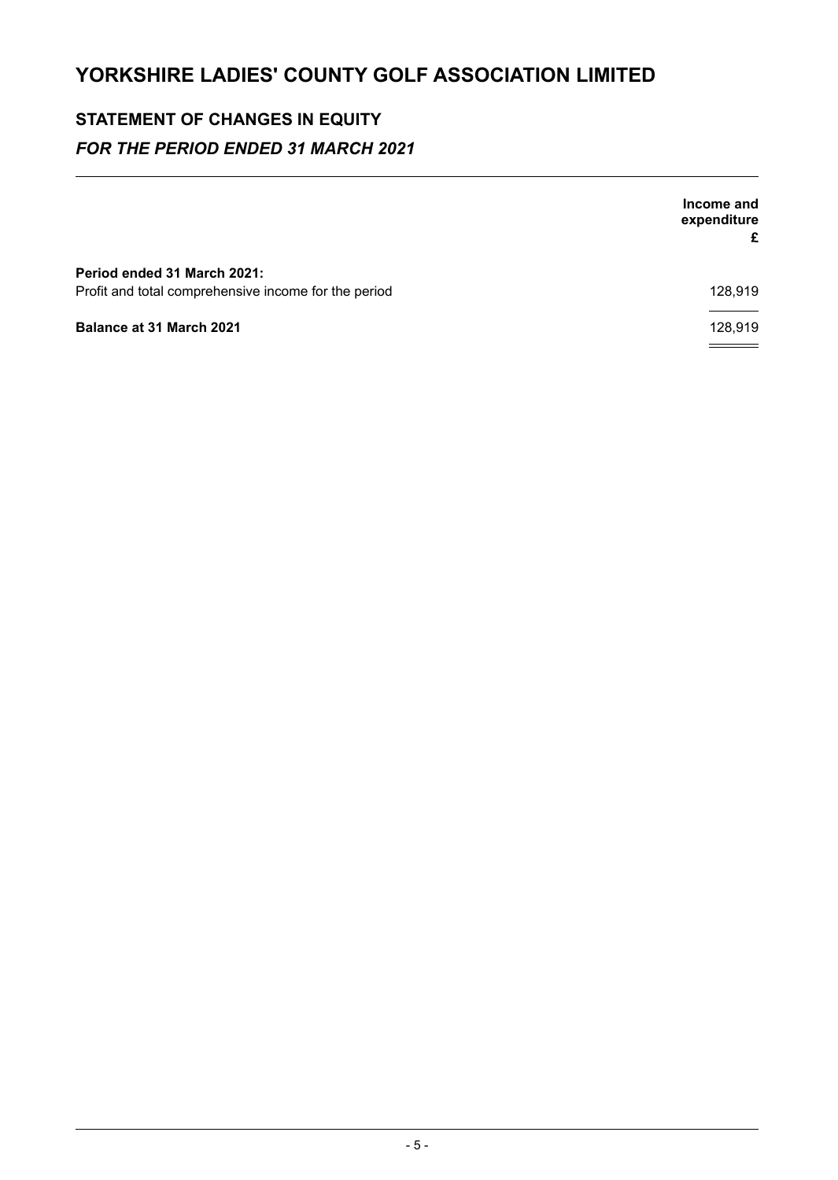# YORKSHIRE LADIES' COUNTY GOLF ASSOCIATION LIMITED

## STATEMENT OF CHANGES IN EQUITY

### *FOR THE PERIOD ENDED 31 MARCH 2021*

| | Income and expenditure £ |
|---|---|
| **Period ended 31 March 2021:** | |
| Profit and total comprehensive income for the period | 128,919 |
| **Balance at 31 March 2021** | 128,919 |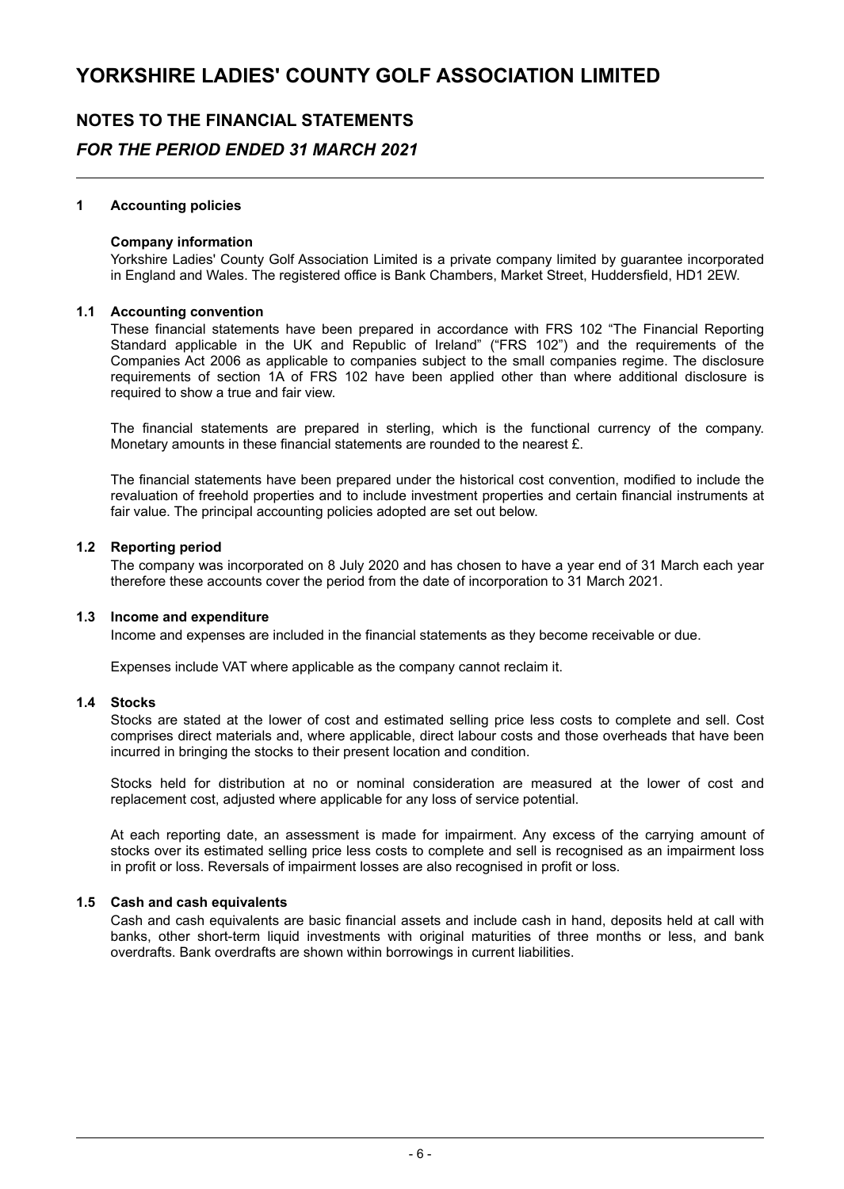# YORKSHIRE LADIES' COUNTY GOLF ASSOCIATION LIMITED

## NOTES TO THE FINANCIAL STATEMENTS

### *FOR THE PERIOD ENDED 31 MARCH 2021*

**1 Accounting policies**

**Company information**

Yorkshire Ladies' County Golf Association Limited is a private company limited by guarantee incorporated in England and Wales. The registered office is Bank Chambers, Market Street, Huddersfield, HD1 2EW.

**1.1 Accounting convention**

These financial statements have been prepared in accordance with FRS 102 "The Financial Reporting Standard applicable in the UK and Republic of Ireland" ("FRS 102") and the requirements of the Companies Act 2006 as applicable to companies subject to the small companies regime. The disclosure requirements of section 1A of FRS 102 have been applied other than where additional disclosure is required to show a true and fair view.

The financial statements are prepared in sterling, which is the functional currency of the company. Monetary amounts in these financial statements are rounded to the nearest £.

The financial statements have been prepared under the historical cost convention, modified to include the revaluation of freehold properties and to include investment properties and certain financial instruments at fair value. The principal accounting policies adopted are set out below.

**1.2 Reporting period**

The company was incorporated on 8 July 2020 and has chosen to have a year end of 31 March each year therefore these accounts cover the period from the date of incorporation to 31 March 2021.

**1.3 Income and expenditure**

Income and expenses are included in the financial statements as they become receivable or due.

Expenses include VAT where applicable as the company cannot reclaim it.

**1.4 Stocks**

Stocks are stated at the lower of cost and estimated selling price less costs to complete and sell. Cost comprises direct materials and, where applicable, direct labour costs and those overheads that have been incurred in bringing the stocks to their present location and condition.

Stocks held for distribution at no or nominal consideration are measured at the lower of cost and replacement cost, adjusted where applicable for any loss of service potential.

At each reporting date, an assessment is made for impairment. Any excess of the carrying amount of stocks over its estimated selling price less costs to complete and sell is recognised as an impairment loss in profit or loss. Reversals of impairment losses are also recognised in profit or loss.

**1.5 Cash and cash equivalents**

Cash and cash equivalents are basic financial assets and include cash in hand, deposits held at call with banks, other short-term liquid investments with original maturities of three months or less, and bank overdrafts. Bank overdrafts are shown within borrowings in current liabilities.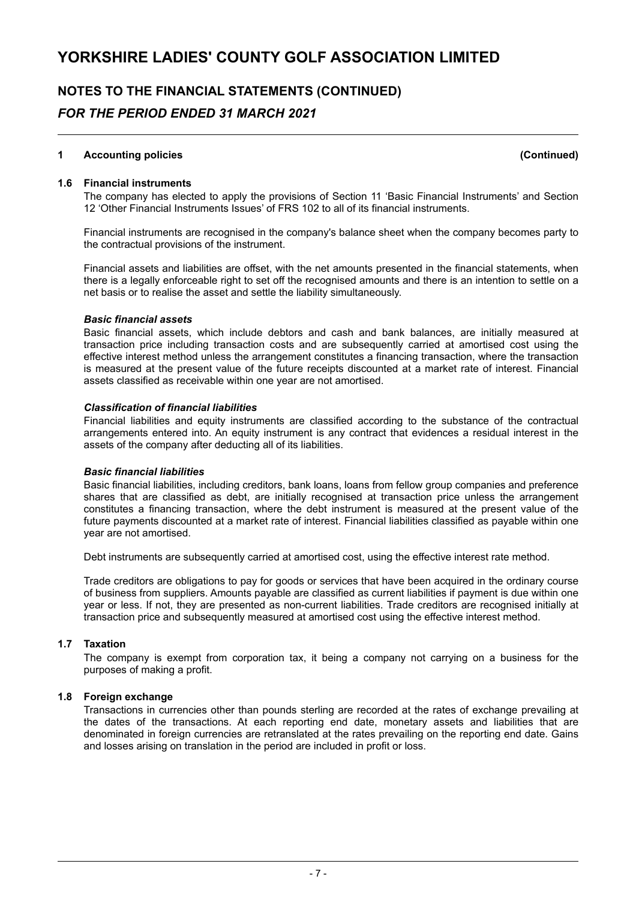# YORKSHIRE LADIES' COUNTY GOLF ASSOCIATION LIMITED

## NOTES TO THE FINANCIAL STATEMENTS (CONTINUED)

### *FOR THE PERIOD ENDED 31 MARCH 2021*

**1 Accounting policies (Continued)**

**1.6 Financial instruments**

The company has elected to apply the provisions of Section 11 'Basic Financial Instruments' and Section 12 'Other Financial Instruments Issues' of FRS 102 to all of its financial instruments.

Financial instruments are recognised in the company's balance sheet when the company becomes party to the contractual provisions of the instrument.

Financial assets and liabilities are offset, with the net amounts presented in the financial statements, when there is a legally enforceable right to set off the recognised amounts and there is an intention to settle on a net basis or to realise the asset and settle the liability simultaneously.

***Basic financial assets***

Basic financial assets, which include debtors and cash and bank balances, are initially measured at transaction price including transaction costs and are subsequently carried at amortised cost using the effective interest method unless the arrangement constitutes a financing transaction, where the transaction is measured at the present value of the future receipts discounted at a market rate of interest. Financial assets classified as receivable within one year are not amortised.

***Classification of financial liabilities***

Financial liabilities and equity instruments are classified according to the substance of the contractual arrangements entered into. An equity instrument is any contract that evidences a residual interest in the assets of the company after deducting all of its liabilities.

***Basic financial liabilities***

Basic financial liabilities, including creditors, bank loans, loans from fellow group companies and preference shares that are classified as debt, are initially recognised at transaction price unless the arrangement constitutes a financing transaction, where the debt instrument is measured at the present value of the future payments discounted at a market rate of interest. Financial liabilities classified as payable within one year are not amortised.

Debt instruments are subsequently carried at amortised cost, using the effective interest rate method.

Trade creditors are obligations to pay for goods or services that have been acquired in the ordinary course of business from suppliers. Amounts payable are classified as current liabilities if payment is due within one year or less. If not, they are presented as non-current liabilities. Trade creditors are recognised initially at transaction price and subsequently measured at amortised cost using the effective interest method.

**1.7 Taxation**

The company is exempt from corporation tax, it being a company not carrying on a business for the purposes of making a profit.

**1.8 Foreign exchange**

Transactions in currencies other than pounds sterling are recorded at the rates of exchange prevailing at the dates of the transactions. At each reporting end date, monetary assets and liabilities that are denominated in foreign currencies are retranslated at the rates prevailing on the reporting end date. Gains and losses arising on translation in the period are included in profit or loss.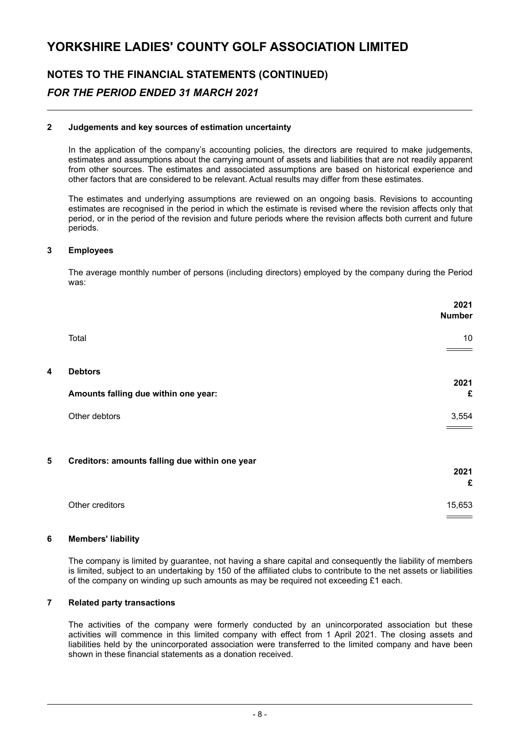# YORKSHIRE LADIES' COUNTY GOLF ASSOCIATION LIMITED

## NOTES TO THE FINANCIAL STATEMENTS (CONTINUED)

### *FOR THE PERIOD ENDED 31 MARCH 2021*

**2 Judgements and key sources of estimation uncertainty**

In the application of the company's accounting policies, the directors are required to make judgements, estimates and assumptions about the carrying amount of assets and liabilities that are not readily apparent from other sources. The estimates and associated assumptions are based on historical experience and other factors that are considered to be relevant. Actual results may differ from these estimates.

The estimates and underlying assumptions are reviewed on an ongoing basis. Revisions to accounting estimates are recognised in the period in which the estimate is revised where the revision affects only that period, or in the period of the revision and future periods where the revision affects both current and future periods.

**3 Employees**

The average monthly number of persons (including directors) employed by the company during the Period was:

| | **2021 Number** |
|---|---|
| Total | 10 |

**4 Debtors**

| **Amounts falling due within one year:** | **2021 £** |
|---|---|
| Other debtors | 3,554 |

**5 Creditors: amounts falling due within one year**

| | **2021 £** |
|---|---|
| Other creditors | 15,653 |

**6 Members' liability**

The company is limited by guarantee, not having a share capital and consequently the liability of members is limited, subject to an undertaking by 150 of the affiliated clubs to contribute to the net assets or liabilities of the company on winding up such amounts as may be required not exceeding £1 each.

**7 Related party transactions**

The activities of the company were formerly conducted by an unincorporated association but these activities will commence in this limited company with effect from 1 April 2021. The closing assets and liabilities held by the unincorporated association were transferred to the limited company and have been shown in these financial statements as a donation received.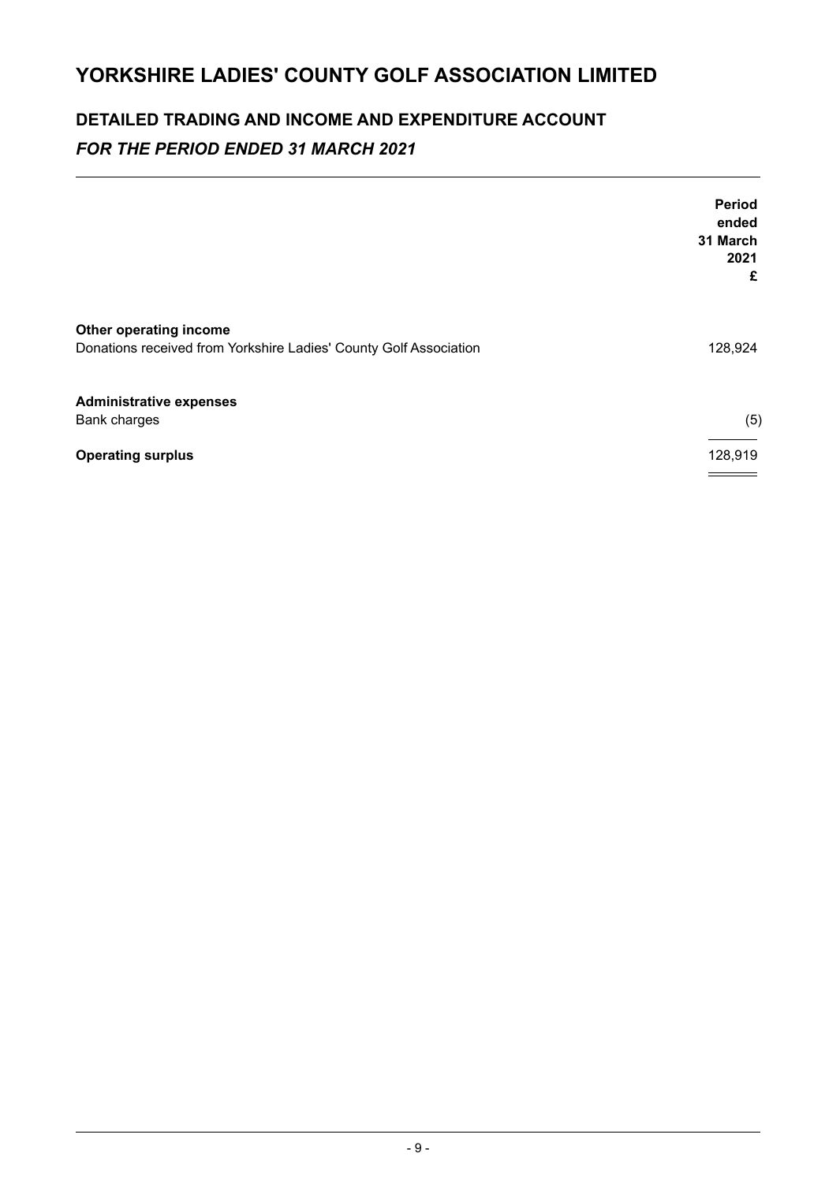# YORKSHIRE LADIES' COUNTY GOLF ASSOCIATION LIMITED

## DETAILED TRADING AND INCOME AND EXPENDITURE ACCOUNT

### *FOR THE PERIOD ENDED 31 MARCH 2021*

| | Period ended 31 March 2021 £ |
|---|---|
| **Other operating income** | |
| Donations received from Yorkshire Ladies' County Golf Association | 128,924 |
| **Administrative expenses** | |
| Bank charges | (5) |
| **Operating surplus** | 128,919 |